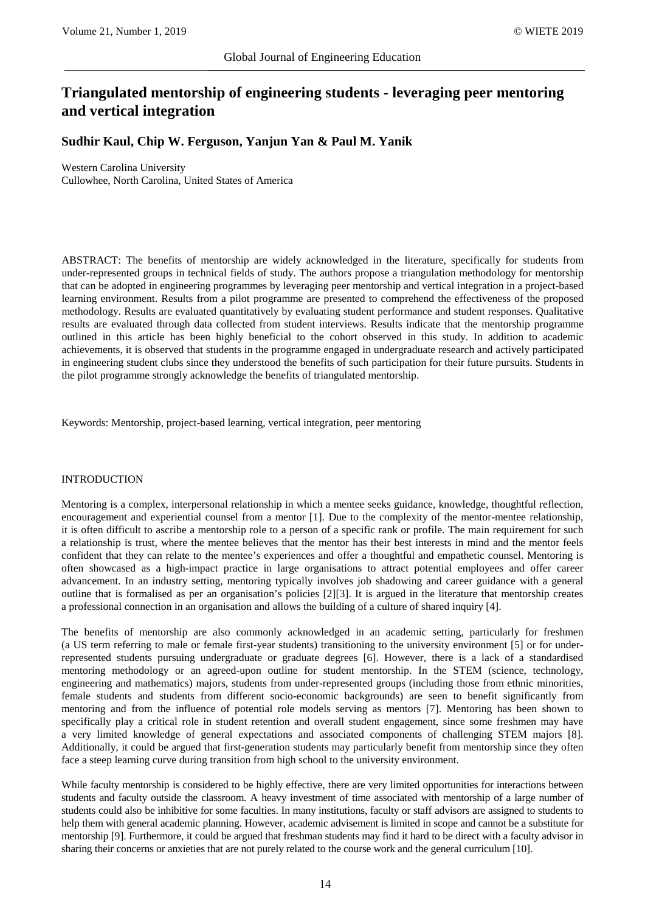# Triangulated mentorship of engineering students - leveraging peer mentoring and vertical integration

**Sudhir Kaul, Chip W. Ferguson, Yanjun Yan & Paul M. Yanik**

Western Carolina University
Cullowhee, North Carolina, United States of America

ABSTRACT: The benefits of mentorship are widely acknowledged in the literature, specifically for students from under-represented groups in technical fields of study. The authors propose a triangulation methodology for mentorship that can be adopted in engineering programmes by leveraging peer mentorship and vertical integration in a project-based learning environment. Results from a pilot programme are presented to comprehend the effectiveness of the proposed methodology. Results are evaluated quantitatively by evaluating student performance and student responses. Qualitative results are evaluated through data collected from student interviews. Results indicate that the mentorship programme outlined in this article has been highly beneficial to the cohort observed in this study. In addition to academic achievements, it is observed that students in the programme engaged in undergraduate research and actively participated in engineering student clubs since they understood the benefits of such participation for their future pursuits. Students in the pilot programme strongly acknowledge the benefits of triangulated mentorship.

Keywords: Mentorship, project-based learning, vertical integration, peer mentoring

## INTRODUCTION

Mentoring is a complex, interpersonal relationship in which a mentee seeks guidance, knowledge, thoughtful reflection, encouragement and experiential counsel from a mentor [1]. Due to the complexity of the mentor-mentee relationship, it is often difficult to ascribe a mentorship role to a person of a specific rank or profile. The main requirement for such a relationship is trust, where the mentee believes that the mentor has their best interests in mind and the mentor feels confident that they can relate to the mentee's experiences and offer a thoughtful and empathetic counsel. Mentoring is often showcased as a high-impact practice in large organisations to attract potential employees and offer career advancement. In an industry setting, mentoring typically involves job shadowing and career guidance with a general outline that is formalised as per an organisation's policies [2][3]. It is argued in the literature that mentorship creates a professional connection in an organisation and allows the building of a culture of shared inquiry [4].

The benefits of mentorship are also commonly acknowledged in an academic setting, particularly for freshmen (a US term referring to male or female first-year students) transitioning to the university environment [5] or for under-represented students pursuing undergraduate or graduate degrees [6]. However, there is a lack of a standardised mentoring methodology or an agreed-upon outline for student mentorship. In the STEM (science, technology, engineering and mathematics) majors, students from under-represented groups (including those from ethnic minorities, female students and students from different socio-economic backgrounds) are seen to benefit significantly from mentoring and from the influence of potential role models serving as mentors [7]. Mentoring has been shown to specifically play a critical role in student retention and overall student engagement, since some freshmen may have a very limited knowledge of general expectations and associated components of challenging STEM majors [8]. Additionally, it could be argued that first-generation students may particularly benefit from mentorship since they often face a steep learning curve during transition from high school to the university environment.

While faculty mentorship is considered to be highly effective, there are very limited opportunities for interactions between students and faculty outside the classroom. A heavy investment of time associated with mentorship of a large number of students could also be inhibitive for some faculties. In many institutions, faculty or staff advisors are assigned to students to help them with general academic planning. However, academic advisement is limited in scope and cannot be a substitute for mentorship [9]. Furthermore, it could be argued that freshman students may find it hard to be direct with a faculty advisor in sharing their concerns or anxieties that are not purely related to the course work and the general curriculum [10].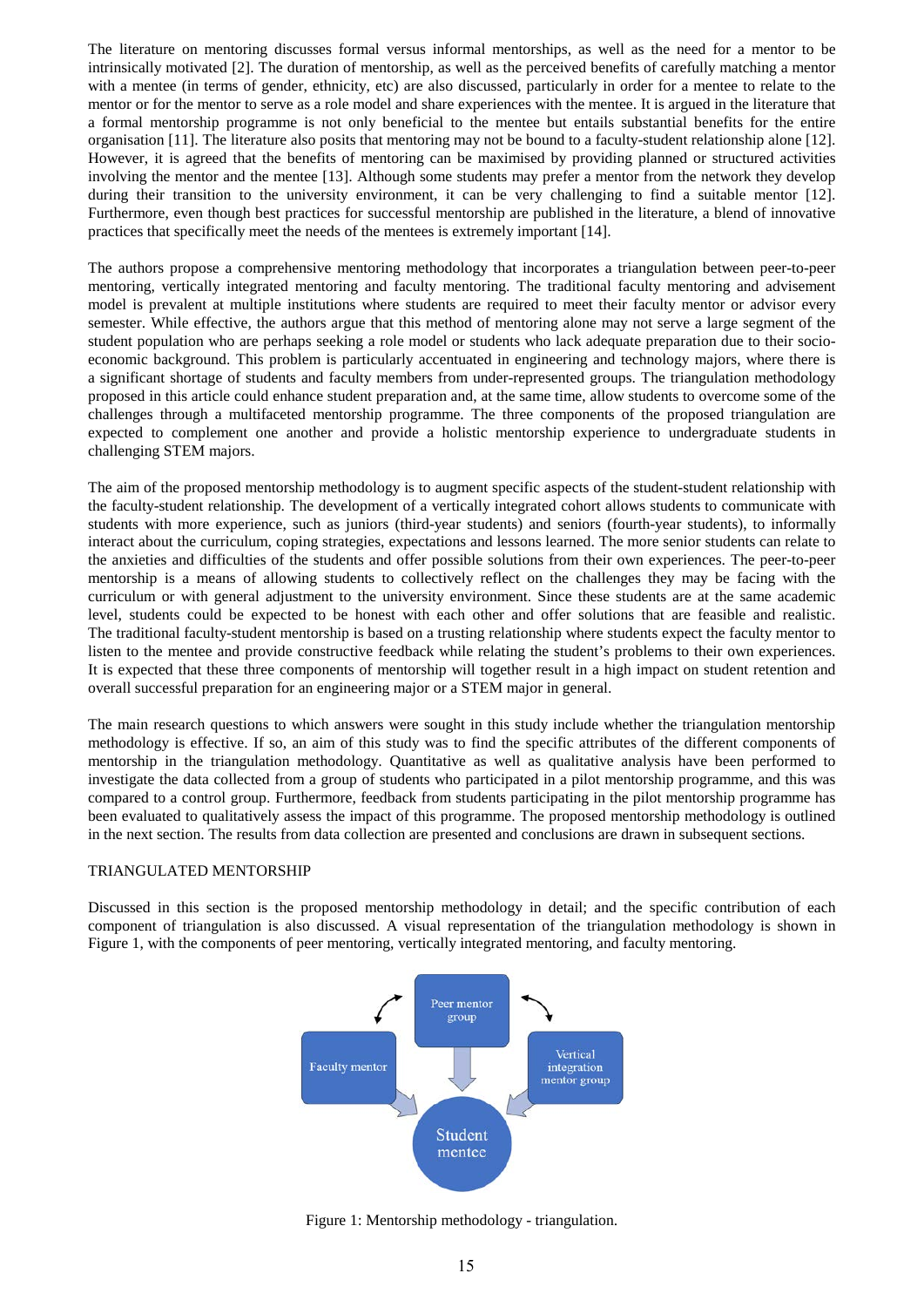The literature on mentoring discusses formal versus informal mentorships, as well as the need for a mentor to be intrinsically motivated [2]. The duration of mentorship, as well as the perceived benefits of carefully matching a mentor with a mentee (in terms of gender, ethnicity, etc) are also discussed, particularly in order for a mentee to relate to the mentor or for the mentor to serve as a role model and share experiences with the mentee. It is argued in the literature that a formal mentorship programme is not only beneficial to the mentee but entails substantial benefits for the entire organisation [11]. The literature also posits that mentoring may not be bound to a faculty-student relationship alone [12]. However, it is agreed that the benefits of mentoring can be maximised by providing planned or structured activities involving the mentor and the mentee [13]. Although some students may prefer a mentor from the network they develop during their transition to the university environment, it can be very challenging to find a suitable mentor [12]. Furthermore, even though best practices for successful mentorship are published in the literature, a blend of innovative practices that specifically meet the needs of the mentees is extremely important [14].

The authors propose a comprehensive mentoring methodology that incorporates a triangulation between peer-to-peer mentoring, vertically integrated mentoring and faculty mentoring. The traditional faculty mentoring and advisement model is prevalent at multiple institutions where students are required to meet their faculty mentor or advisor every semester. While effective, the authors argue that this method of mentoring alone may not serve a large segment of the student population who are perhaps seeking a role model or students who lack adequate preparation due to their socio-economic background. This problem is particularly accentuated in engineering and technology majors, where there is a significant shortage of students and faculty members from under-represented groups. The triangulation methodology proposed in this article could enhance student preparation and, at the same time, allow students to overcome some of the challenges through a multifaceted mentorship programme. The three components of the proposed triangulation are expected to complement one another and provide a holistic mentorship experience to undergraduate students in challenging STEM majors.

The aim of the proposed mentorship methodology is to augment specific aspects of the student-student relationship with the faculty-student relationship. The development of a vertically integrated cohort allows students to communicate with students with more experience, such as juniors (third-year students) and seniors (fourth-year students), to informally interact about the curriculum, coping strategies, expectations and lessons learned. The more senior students can relate to the anxieties and difficulties of the students and offer possible solutions from their own experiences. The peer-to-peer mentorship is a means of allowing students to collectively reflect on the challenges they may be facing with the curriculum or with general adjustment to the university environment. Since these students are at the same academic level, students could be expected to be honest with each other and offer solutions that are feasible and realistic. The traditional faculty-student mentorship is based on a trusting relationship where students expect the faculty mentor to listen to the mentee and provide constructive feedback while relating the student's problems to their own experiences. It is expected that these three components of mentorship will together result in a high impact on student retention and overall successful preparation for an engineering major or a STEM major in general.

The main research questions to which answers were sought in this study include whether the triangulation mentorship methodology is effective. If so, an aim of this study was to find the specific attributes of the different components of mentorship in the triangulation methodology. Quantitative as well as qualitative analysis have been performed to investigate the data collected from a group of students who participated in a pilot mentorship programme, and this was compared to a control group. Furthermore, feedback from students participating in the pilot mentorship programme has been evaluated to qualitatively assess the impact of this programme. The proposed mentorship methodology is outlined in the next section. The results from data collection are presented and conclusions are drawn in subsequent sections.

## TRIANGULATED MENTORSHIP

Discussed in this section is the proposed mentorship methodology in detail; and the specific contribution of each component of triangulation is also discussed. A visual representation of the triangulation methodology is shown in Figure 1, with the components of peer mentoring, vertically integrated mentoring, and faculty mentoring.

Peer mentor group

Faculty mentor

Vertical integration mentor group

Student mentee

Figure 1: Mentorship methodology - triangulation.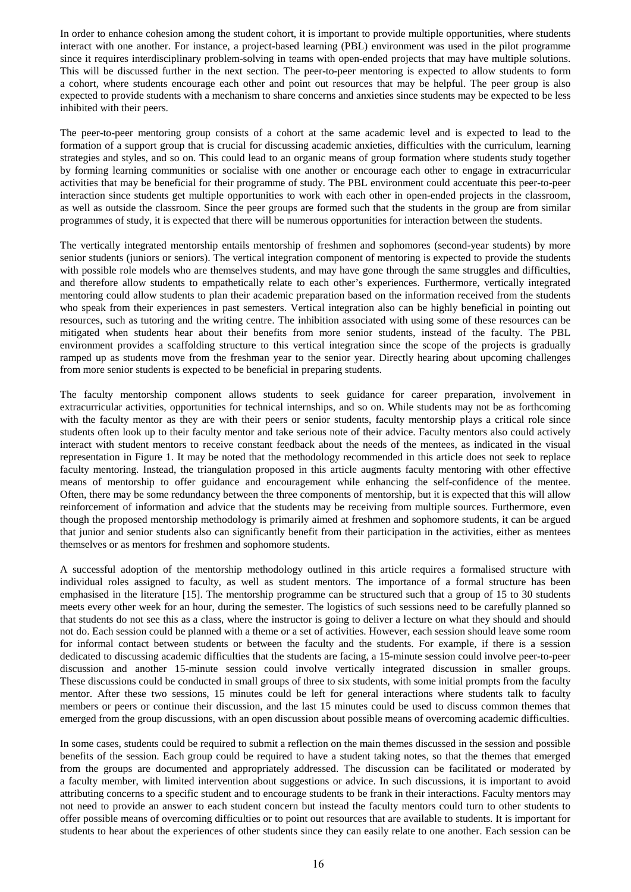In order to enhance cohesion among the student cohort, it is important to provide multiple opportunities, where students interact with one another. For instance, a project-based learning (PBL) environment was used in the pilot programme since it requires interdisciplinary problem-solving in teams with open-ended projects that may have multiple solutions. This will be discussed further in the next section. The peer-to-peer mentoring is expected to allow students to form a cohort, where students encourage each other and point out resources that may be helpful. The peer group is also expected to provide students with a mechanism to share concerns and anxieties since students may be expected to be less inhibited with their peers.

The peer-to-peer mentoring group consists of a cohort at the same academic level and is expected to lead to the formation of a support group that is crucial for discussing academic anxieties, difficulties with the curriculum, learning strategies and styles, and so on. This could lead to an organic means of group formation where students study together by forming learning communities or socialise with one another or encourage each other to engage in extracurricular activities that may be beneficial for their programme of study. The PBL environment could accentuate this peer-to-peer interaction since students get multiple opportunities to work with each other in open-ended projects in the classroom, as well as outside the classroom. Since the peer groups are formed such that the students in the group are from similar programmes of study, it is expected that there will be numerous opportunities for interaction between the students.

The vertically integrated mentorship entails mentorship of freshmen and sophomores (second-year students) by more senior students (juniors or seniors). The vertical integration component of mentoring is expected to provide the students with possible role models who are themselves students, and may have gone through the same struggles and difficulties, and therefore allow students to empathetically relate to each other's experiences. Furthermore, vertically integrated mentoring could allow students to plan their academic preparation based on the information received from the students who speak from their experiences in past semesters. Vertical integration also can be highly beneficial in pointing out resources, such as tutoring and the writing centre. The inhibition associated with using some of these resources can be mitigated when students hear about their benefits from more senior students, instead of the faculty. The PBL environment provides a scaffolding structure to this vertical integration since the scope of the projects is gradually ramped up as students move from the freshman year to the senior year. Directly hearing about upcoming challenges from more senior students is expected to be beneficial in preparing students.

The faculty mentorship component allows students to seek guidance for career preparation, involvement in extracurricular activities, opportunities for technical internships, and so on. While students may not be as forthcoming with the faculty mentor as they are with their peers or senior students, faculty mentorship plays a critical role since students often look up to their faculty mentor and take serious note of their advice. Faculty mentors also could actively interact with student mentors to receive constant feedback about the needs of the mentees, as indicated in the visual representation in Figure 1. It may be noted that the methodology recommended in this article does not seek to replace faculty mentoring. Instead, the triangulation proposed in this article augments faculty mentoring with other effective means of mentorship to offer guidance and encouragement while enhancing the self-confidence of the mentee. Often, there may be some redundancy between the three components of mentorship, but it is expected that this will allow reinforcement of information and advice that the students may be receiving from multiple sources. Furthermore, even though the proposed mentorship methodology is primarily aimed at freshmen and sophomore students, it can be argued that junior and senior students also can significantly benefit from their participation in the activities, either as mentees themselves or as mentors for freshmen and sophomore students.

A successful adoption of the mentorship methodology outlined in this article requires a formalised structure with individual roles assigned to faculty, as well as student mentors. The importance of a formal structure has been emphasised in the literature [15]. The mentorship programme can be structured such that a group of 15 to 30 students meets every other week for an hour, during the semester. The logistics of such sessions need to be carefully planned so that students do not see this as a class, where the instructor is going to deliver a lecture on what they should and should not do. Each session could be planned with a theme or a set of activities. However, each session should leave some room for informal contact between students or between the faculty and the students. For example, if there is a session dedicated to discussing academic difficulties that the students are facing, a 15-minute session could involve peer-to-peer discussion and another 15-minute session could involve vertically integrated discussion in smaller groups. These discussions could be conducted in small groups of three to six students, with some initial prompts from the faculty mentor. After these two sessions, 15 minutes could be left for general interactions where students talk to faculty members or peers or continue their discussion, and the last 15 minutes could be used to discuss common themes that emerged from the group discussions, with an open discussion about possible means of overcoming academic difficulties.

In some cases, students could be required to submit a reflection on the main themes discussed in the session and possible benefits of the session. Each group could be required to have a student taking notes, so that the themes that emerged from the groups are documented and appropriately addressed. The discussion can be facilitated or moderated by a faculty member, with limited intervention about suggestions or advice. In such discussions, it is important to avoid attributing concerns to a specific student and to encourage students to be frank in their interactions. Faculty mentors may not need to provide an answer to each student concern but instead the faculty mentors could turn to other students to offer possible means of overcoming difficulties or to point out resources that are available to students. It is important for students to hear about the experiences of other students since they can easily relate to one another. Each session can be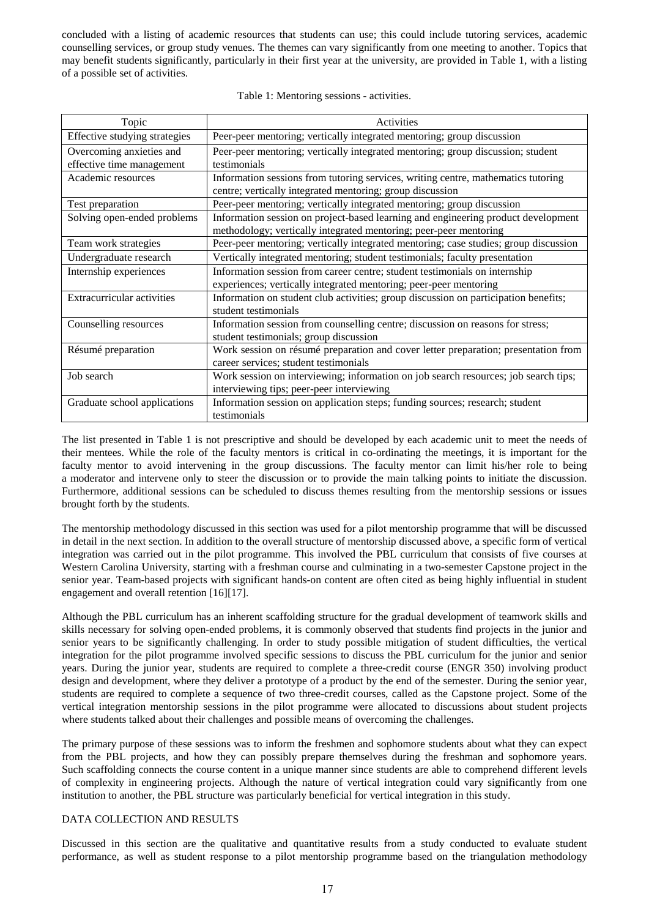concluded with a listing of academic resources that students can use; this could include tutoring services, academic counselling services, or group study venues. The themes can vary significantly from one meeting to another. Topics that may benefit students significantly, particularly in their first year at the university, are provided in Table 1, with a listing of a possible set of activities.

Table 1: Mentoring sessions - activities.

| Topic | Activities |
|---|---|
| Effective studying strategies | Peer-peer mentoring; vertically integrated mentoring; group discussion |
| Overcoming anxieties and effective time management | Peer-peer mentoring; vertically integrated mentoring; group discussion; student testimonials |
| Academic resources | Information sessions from tutoring services, writing centre, mathematics tutoring centre; vertically integrated mentoring; group discussion |
| Test preparation | Peer-peer mentoring; vertically integrated mentoring; group discussion |
| Solving open-ended problems | Information session on project-based learning and engineering product development methodology; vertically integrated mentoring; peer-peer mentoring |
| Team work strategies | Peer-peer mentoring; vertically integrated mentoring; case studies; group discussion |
| Undergraduate research | Vertically integrated mentoring; student testimonials; faculty presentation |
| Internship experiences | Information session from career centre; student testimonials on internship experiences; vertically integrated mentoring; peer-peer mentoring |
| Extracurricular activities | Information on student club activities; group discussion on participation benefits; student testimonials |
| Counselling resources | Information session from counselling centre; discussion on reasons for stress; student testimonials; group discussion |
| Résumé preparation | Work session on résumé preparation and cover letter preparation; presentation from career services; student testimonials |
| Job search | Work session on interviewing; information on job search resources; job search tips; interviewing tips; peer-peer interviewing |
| Graduate school applications | Information session on application steps; funding sources; research; student testimonials |

The list presented in Table 1 is not prescriptive and should be developed by each academic unit to meet the needs of their mentees. While the role of the faculty mentors is critical in co-ordinating the meetings, it is important for the faculty mentor to avoid intervening in the group discussions. The faculty mentor can limit his/her role to being a moderator and intervene only to steer the discussion or to provide the main talking points to initiate the discussion. Furthermore, additional sessions can be scheduled to discuss themes resulting from the mentorship sessions or issues brought forth by the students.

The mentorship methodology discussed in this section was used for a pilot mentorship programme that will be discussed in detail in the next section. In addition to the overall structure of mentorship discussed above, a specific form of vertical integration was carried out in the pilot programme. This involved the PBL curriculum that consists of five courses at Western Carolina University, starting with a freshman course and culminating in a two-semester Capstone project in the senior year. Team-based projects with significant hands-on content are often cited as being highly influential in student engagement and overall retention [16][17].

Although the PBL curriculum has an inherent scaffolding structure for the gradual development of teamwork skills and skills necessary for solving open-ended problems, it is commonly observed that students find projects in the junior and senior years to be significantly challenging. In order to study possible mitigation of student difficulties, the vertical integration for the pilot programme involved specific sessions to discuss the PBL curriculum for the junior and senior years. During the junior year, students are required to complete a three-credit course (ENGR 350) involving product design and development, where they deliver a prototype of a product by the end of the semester. During the senior year, students are required to complete a sequence of two three-credit courses, called as the Capstone project. Some of the vertical integration mentorship sessions in the pilot programme were allocated to discussions about student projects where students talked about their challenges and possible means of overcoming the challenges.

The primary purpose of these sessions was to inform the freshmen and sophomore students about what they can expect from the PBL projects, and how they can possibly prepare themselves during the freshman and sophomore years. Such scaffolding connects the course content in a unique manner since students are able to comprehend different levels of complexity in engineering projects. Although the nature of vertical integration could vary significantly from one institution to another, the PBL structure was particularly beneficial for vertical integration in this study.

## DATA COLLECTION AND RESULTS

Discussed in this section are the qualitative and quantitative results from a study conducted to evaluate student performance, as well as student response to a pilot mentorship programme based on the triangulation methodology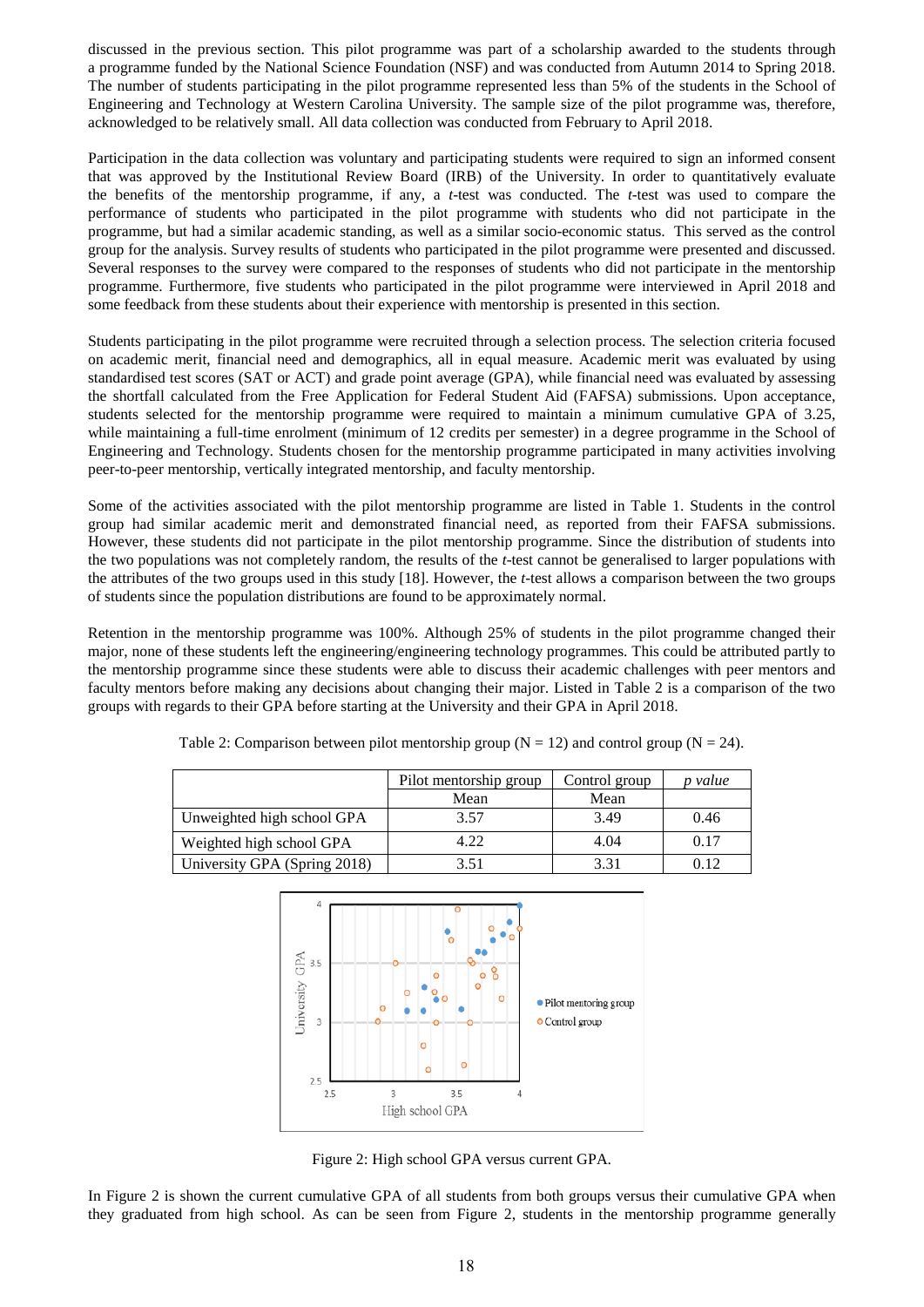discussed in the previous section. This pilot programme was part of a scholarship awarded to the students through a programme funded by the National Science Foundation (NSF) and was conducted from Autumn 2014 to Spring 2018. The number of students participating in the pilot programme represented less than 5% of the students in the School of Engineering and Technology at Western Carolina University. The sample size of the pilot programme was, therefore, acknowledged to be relatively small. All data collection was conducted from February to April 2018.

Participation in the data collection was voluntary and participating students were required to sign an informed consent that was approved by the Institutional Review Board (IRB) of the University. In order to quantitatively evaluate the benefits of the mentorship programme, if any, a *t*-test was conducted. The *t*-test was used to compare the performance of students who participated in the pilot programme with students who did not participate in the programme, but had a similar academic standing, as well as a similar socio-economic status. This served as the control group for the analysis. Survey results of students who participated in the pilot programme were presented and discussed. Several responses to the survey were compared to the responses of students who did not participate in the mentorship programme. Furthermore, five students who participated in the pilot programme were interviewed in April 2018 and some feedback from these students about their experience with mentorship is presented in this section.

Students participating in the pilot programme were recruited through a selection process. The selection criteria focused on academic merit, financial need and demographics, all in equal measure. Academic merit was evaluated by using standardised test scores (SAT or ACT) and grade point average (GPA), while financial need was evaluated by assessing the shortfall calculated from the Free Application for Federal Student Aid (FAFSA) submissions. Upon acceptance, students selected for the mentorship programme were required to maintain a minimum cumulative GPA of 3.25, while maintaining a full-time enrolment (minimum of 12 credits per semester) in a degree programme in the School of Engineering and Technology. Students chosen for the mentorship programme participated in many activities involving peer-to-peer mentorship, vertically integrated mentorship, and faculty mentorship.

Some of the activities associated with the pilot mentorship programme are listed in Table 1. Students in the control group had similar academic merit and demonstrated financial need, as reported from their FAFSA submissions. However, these students did not participate in the pilot mentorship programme. Since the distribution of students into the two populations was not completely random, the results of the *t*-test cannot be generalised to larger populations with the attributes of the two groups used in this study [18]. However, the *t*-test allows a comparison between the two groups of students since the population distributions are found to be approximately normal.

Retention in the mentorship programme was 100%. Although 25% of students in the pilot programme changed their major, none of these students left the engineering/engineering technology programmes. This could be attributed partly to the mentorship programme since these students were able to discuss their academic challenges with peer mentors and faculty mentors before making any decisions about changing their major. Listed in Table 2 is a comparison of the two groups with regards to their GPA before starting at the University and their GPA in April 2018.

Table 2: Comparison between pilot mentorship group ($N = 12$) and control group ($N = 24$).

| | Pilot mentorship group | Control group | *p value* |
|---|---|---|---|
| | Mean | Mean | |
| Unweighted high school GPA | 3.57 | 3.49 | 0.46 |
| Weighted high school GPA | 4.22 | 4.04 | 0.17 |
| University GPA (Spring 2018) | 3.51 | 3.31 | 0.12 |

Figure 2: High school GPA versus current GPA.

In Figure 2 is shown the current cumulative GPA of all students from both groups versus their cumulative GPA when they graduated from high school. As can be seen from Figure 2, students in the mentorship programme generally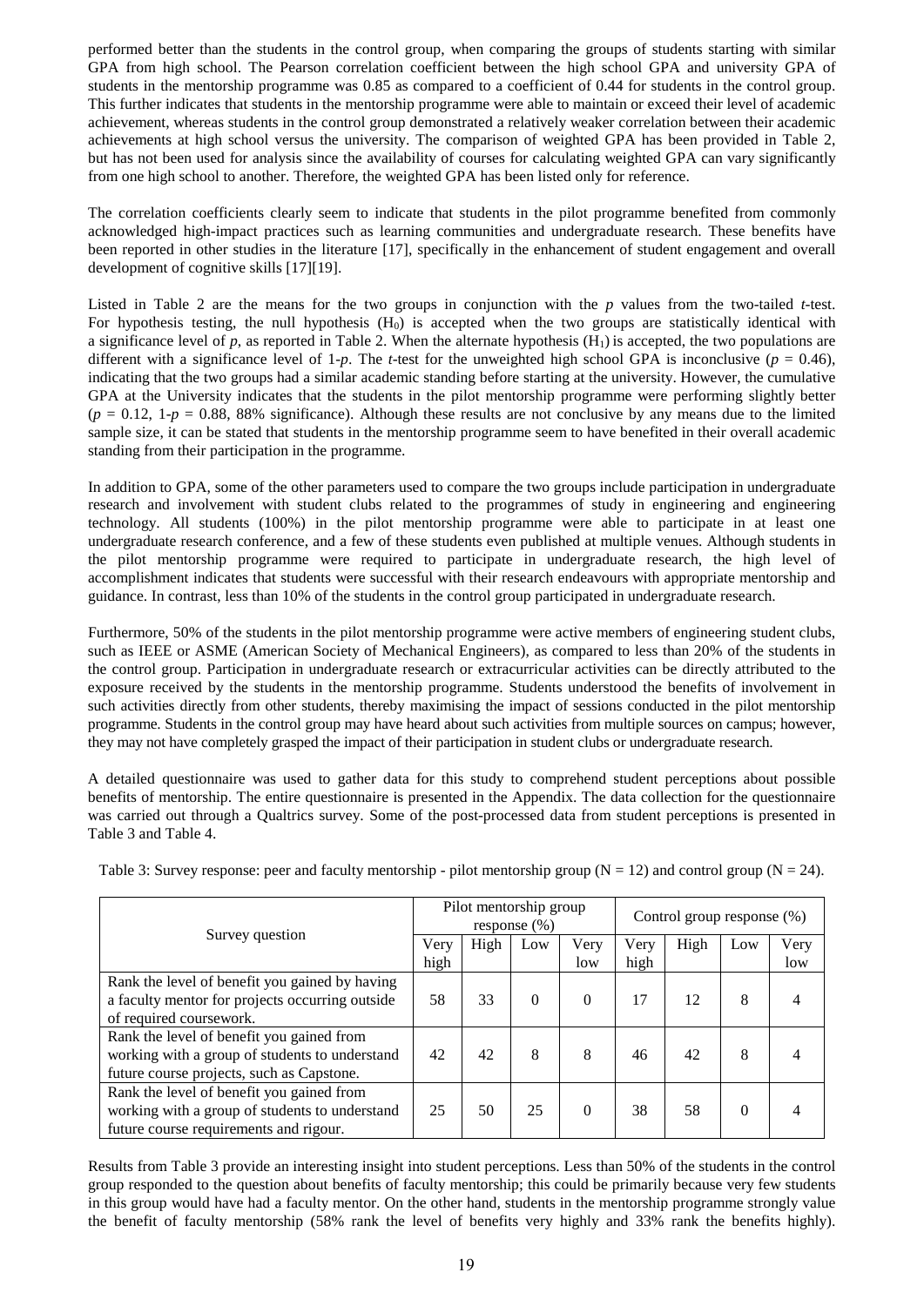performed better than the students in the control group, when comparing the groups of students starting with similar GPA from high school. The Pearson correlation coefficient between the high school GPA and university GPA of students in the mentorship programme was 0.85 as compared to a coefficient of 0.44 for students in the control group. This further indicates that students in the mentorship programme were able to maintain or exceed their level of academic achievement, whereas students in the control group demonstrated a relatively weaker correlation between their academic achievements at high school versus the university. The comparison of weighted GPA has been provided in Table 2, but has not been used for analysis since the availability of courses for calculating weighted GPA can vary significantly from one high school to another. Therefore, the weighted GPA has been listed only for reference.

The correlation coefficients clearly seem to indicate that students in the pilot programme benefited from commonly acknowledged high-impact practices such as learning communities and undergraduate research. These benefits have been reported in other studies in the literature [17], specifically in the enhancement of student engagement and overall development of cognitive skills [17][19].

Listed in Table 2 are the means for the two groups in conjunction with the *p* values from the two-tailed *t*-test. For hypothesis testing, the null hypothesis ($H_0$) is accepted when the two groups are statistically identical with a significance level of *p*, as reported in Table 2. When the alternate hypothesis ($H_1$) is accepted, the two populations are different with a significance level of 1-*p*. The *t*-test for the unweighted high school GPA is inconclusive ($p = 0.46$), indicating that the two groups had a similar academic standing before starting at the university. However, the cumulative GPA at the University indicates that the students in the pilot mentorship programme were performing slightly better ($p = 0.12$, $1\text{-}p = 0.88$, 88% significance). Although these results are not conclusive by any means due to the limited sample size, it can be stated that students in the mentorship programme seem to have benefited in their overall academic standing from their participation in the programme.

In addition to GPA, some of the other parameters used to compare the two groups include participation in undergraduate research and involvement with student clubs related to the programmes of study in engineering and engineering technology. All students (100%) in the pilot mentorship programme were able to participate in at least one undergraduate research conference, and a few of these students even published at multiple venues. Although students in the pilot mentorship programme were required to participate in undergraduate research, the high level of accomplishment indicates that students were successful with their research endeavours with appropriate mentorship and guidance. In contrast, less than 10% of the students in the control group participated in undergraduate research.

Furthermore, 50% of the students in the pilot mentorship programme were active members of engineering student clubs, such as IEEE or ASME (American Society of Mechanical Engineers), as compared to less than 20% of the students in the control group. Participation in undergraduate research or extracurricular activities can be directly attributed to the exposure received by the students in the mentorship programme. Students understood the benefits of involvement in such activities directly from other students, thereby maximising the impact of sessions conducted in the pilot mentorship programme. Students in the control group may have heard about such activities from multiple sources on campus; however, they may not have completely grasped the impact of their participation in student clubs or undergraduate research.

A detailed questionnaire was used to gather data for this study to comprehend student perceptions about possible benefits of mentorship. The entire questionnaire is presented in the Appendix. The data collection for the questionnaire was carried out through a Qualtrics survey. Some of the post-processed data from student perceptions is presented in Table 3 and Table 4.

Table 3: Survey response: peer and faculty mentorship - pilot mentorship group (N = 12) and control group (N = 24).

| Survey question | Pilot mentorship group response (%) | | | | Control group response (%) | | | |
|---|---|---|---|---|---|---|---|---|
| | Very high | High | Low | Very low | Very high | High | Low | Very low |
| Rank the level of benefit you gained by having a faculty mentor for projects occurring outside of required coursework. | 58 | 33 | 0 | 0 | 17 | 12 | 8 | 4 |
| Rank the level of benefit you gained from working with a group of students to understand future course projects, such as Capstone. | 42 | 42 | 8 | 8 | 46 | 42 | 8 | 4 |
| Rank the level of benefit you gained from working with a group of students to understand future course requirements and rigour. | 25 | 50 | 25 | 0 | 38 | 58 | 0 | 4 |

Results from Table 3 provide an interesting insight into student perceptions. Less than 50% of the students in the control group responded to the question about benefits of faculty mentorship; this could be primarily because very few students in this group would have had a faculty mentor. On the other hand, students in the mentorship programme strongly value the benefit of faculty mentorship (58% rank the level of benefits very highly and 33% rank the benefits highly).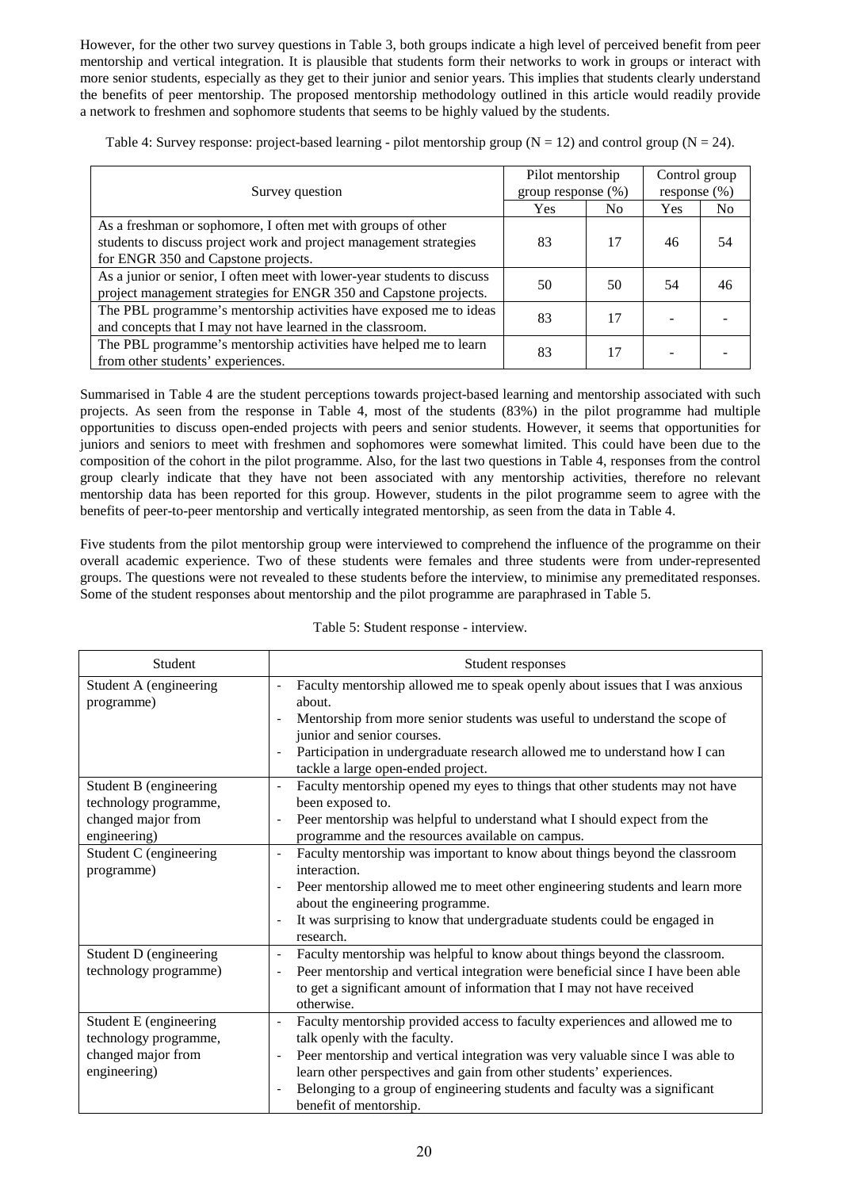However, for the other two survey questions in Table 3, both groups indicate a high level of perceived benefit from peer mentorship and vertical integration. It is plausible that students form their networks to work in groups or interact with more senior students, especially as they get to their junior and senior years. This implies that students clearly understand the benefits of peer mentorship. The proposed mentorship methodology outlined in this article would readily provide a network to freshmen and sophomore students that seems to be highly valued by the students.

Table 4: Survey response: project-based learning - pilot mentorship group (N = 12) and control group (N = 24).

| Survey question | Pilot mentorship group response (%) | | Control group response (%) | |
|---|---|---|---|---|
| | Yes | No | Yes | No |
| As a freshman or sophomore, I often met with groups of other students to discuss project work and project management strategies for ENGR 350 and Capstone projects. | 83 | 17 | 46 | 54 |
| As a junior or senior, I often meet with lower-year students to discuss project management strategies for ENGR 350 and Capstone projects. | 50 | 50 | 54 | 46 |
| The PBL programme's mentorship activities have exposed me to ideas and concepts that I may not have learned in the classroom. | 83 | 17 | - | - |
| The PBL programme's mentorship activities have helped me to learn from other students' experiences. | 83 | 17 | - | - |

Summarised in Table 4 are the student perceptions towards project-based learning and mentorship associated with such projects. As seen from the response in Table 4, most of the students (83%) in the pilot programme had multiple opportunities to discuss open-ended projects with peers and senior students. However, it seems that opportunities for juniors and seniors to meet with freshmen and sophomores were somewhat limited. This could have been due to the composition of the cohort in the pilot programme. Also, for the last two questions in Table 4, responses from the control group clearly indicate that they have not been associated with any mentorship activities, therefore no relevant mentorship data has been reported for this group. However, students in the pilot programme seem to agree with the benefits of peer-to-peer mentorship and vertically integrated mentorship, as seen from the data in Table 4.

Five students from the pilot mentorship group were interviewed to comprehend the influence of the programme on their overall academic experience. Two of these students were females and three students were from under-represented groups. The questions were not revealed to these students before the interview, to minimise any premeditated responses. Some of the student responses about mentorship and the pilot programme are paraphrased in Table 5.

Table 5: Student response - interview.

| Student | Student responses |
|---|---|
| Student A (engineering programme) | - Faculty mentorship allowed me to speak openly about issues that I was anxious about.<br>- Mentorship from more senior students was useful to understand the scope of junior and senior courses.<br>- Participation in undergraduate research allowed me to understand how I can tackle a large open-ended project. |
| Student B (engineering technology programme, changed major from engineering) | - Faculty mentorship opened my eyes to things that other students may not have been exposed to.<br>- Peer mentorship was helpful to understand what I should expect from the programme and the resources available on campus. |
| Student C (engineering programme) | - Faculty mentorship was important to know about things beyond the classroom interaction.<br>- Peer mentorship allowed me to meet other engineering students and learn more about the engineering programme.<br>- It was surprising to know that undergraduate students could be engaged in research. |
| Student D (engineering technology programme) | - Faculty mentorship was helpful to know about things beyond the classroom.<br>- Peer mentorship and vertical integration were beneficial since I have been able to get a significant amount of information that I may not have received otherwise. |
| Student E (engineering technology programme, changed major from engineering) | - Faculty mentorship provided access to faculty experiences and allowed me to talk openly with the faculty.<br>- Peer mentorship and vertical integration was very valuable since I was able to learn other perspectives and gain from other students' experiences.<br>- Belonging to a group of engineering students and faculty was a significant benefit of mentorship. |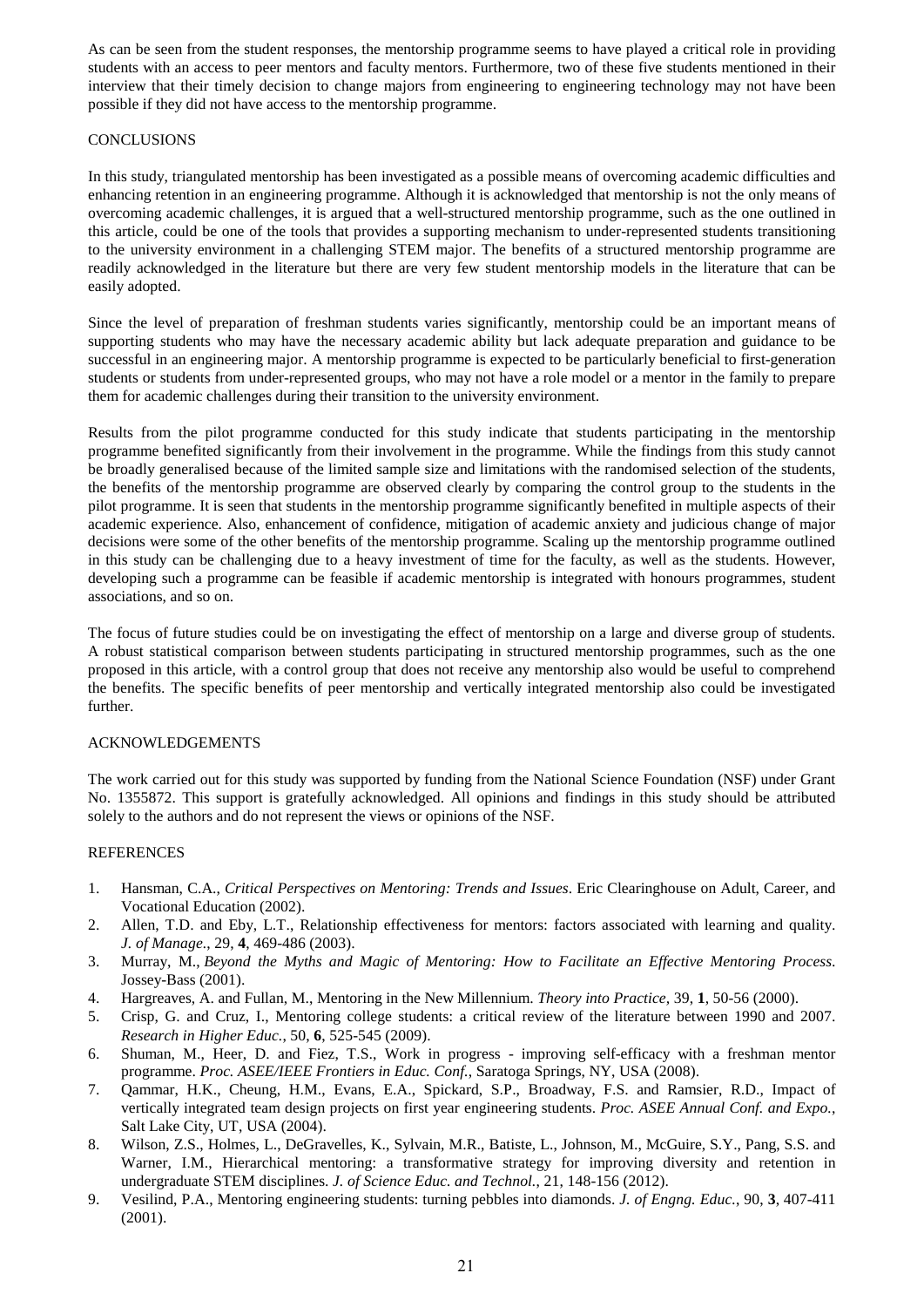As can be seen from the student responses, the mentorship programme seems to have played a critical role in providing students with an access to peer mentors and faculty mentors. Furthermore, two of these five students mentioned in their interview that their timely decision to change majors from engineering to engineering technology may not have been possible if they did not have access to the mentorship programme.

## CONCLUSIONS

In this study, triangulated mentorship has been investigated as a possible means of overcoming academic difficulties and enhancing retention in an engineering programme. Although it is acknowledged that mentorship is not the only means of overcoming academic challenges, it is argued that a well-structured mentorship programme, such as the one outlined in this article, could be one of the tools that provides a supporting mechanism to under-represented students transitioning to the university environment in a challenging STEM major. The benefits of a structured mentorship programme are readily acknowledged in the literature but there are very few student mentorship models in the literature that can be easily adopted.

Since the level of preparation of freshman students varies significantly, mentorship could be an important means of supporting students who may have the necessary academic ability but lack adequate preparation and guidance to be successful in an engineering major. A mentorship programme is expected to be particularly beneficial to first-generation students or students from under-represented groups, who may not have a role model or a mentor in the family to prepare them for academic challenges during their transition to the university environment.

Results from the pilot programme conducted for this study indicate that students participating in the mentorship programme benefited significantly from their involvement in the programme. While the findings from this study cannot be broadly generalised because of the limited sample size and limitations with the randomised selection of the students, the benefits of the mentorship programme are observed clearly by comparing the control group to the students in the pilot programme. It is seen that students in the mentorship programme significantly benefited in multiple aspects of their academic experience. Also, enhancement of confidence, mitigation of academic anxiety and judicious change of major decisions were some of the other benefits of the mentorship programme. Scaling up the mentorship programme outlined in this study can be challenging due to a heavy investment of time for the faculty, as well as the students. However, developing such a programme can be feasible if academic mentorship is integrated with honours programmes, student associations, and so on.

The focus of future studies could be on investigating the effect of mentorship on a large and diverse group of students. A robust statistical comparison between students participating in structured mentorship programmes, such as the one proposed in this article, with a control group that does not receive any mentorship also would be useful to comprehend the benefits. The specific benefits of peer mentorship and vertically integrated mentorship also could be investigated further.

## ACKNOWLEDGEMENTS

The work carried out for this study was supported by funding from the National Science Foundation (NSF) under Grant No. 1355872. This support is gratefully acknowledged. All opinions and findings in this study should be attributed solely to the authors and do not represent the views or opinions of the NSF.

## REFERENCES

1. Hansman, C.A., *Critical Perspectives on Mentoring: Trends and Issues*. Eric Clearinghouse on Adult, Career, and Vocational Education (2002).
2. Allen, T.D. and Eby, L.T., Relationship effectiveness for mentors: factors associated with learning and quality. *J. of Manage.*, 29, **4**, 469-486 (2003).
3. Murray, M., *Beyond the Myths and Magic of Mentoring: How to Facilitate an Effective Mentoring Process*. Jossey-Bass (2001).
4. Hargreaves, A. and Fullan, M., Mentoring in the New Millennium. *Theory into Practice*, 39, **1**, 50-56 (2000).
5. Crisp, G. and Cruz, I., Mentoring college students: a critical review of the literature between 1990 and 2007. *Research in Higher Educ.*, 50, **6**, 525-545 (2009).
6. Shuman, M., Heer, D. and Fiez, T.S., Work in progress - improving self-efficacy with a freshman mentor programme. *Proc. ASEE/IEEE Frontiers in Educ. Conf.*, Saratoga Springs, NY, USA (2008).
7. Qammar, H.K., Cheung, H.M., Evans, E.A., Spickard, S.P., Broadway, F.S. and Ramsier, R.D., Impact of vertically integrated team design projects on first year engineering students. *Proc. ASEE Annual Conf. and Expo.*, Salt Lake City, UT, USA (2004).
8. Wilson, Z.S., Holmes, L., DeGravelles, K., Sylvain, M.R., Batiste, L., Johnson, M., McGuire, S.Y., Pang, S.S. and Warner, I.M., Hierarchical mentoring: a transformative strategy for improving diversity and retention in undergraduate STEM disciplines. *J. of Science Educ. and Technol.*, 21, 148-156 (2012).
9. Vesilind, P.A., Mentoring engineering students: turning pebbles into diamonds. *J. of Engng. Educ.*, 90, **3**, 407-411 (2001).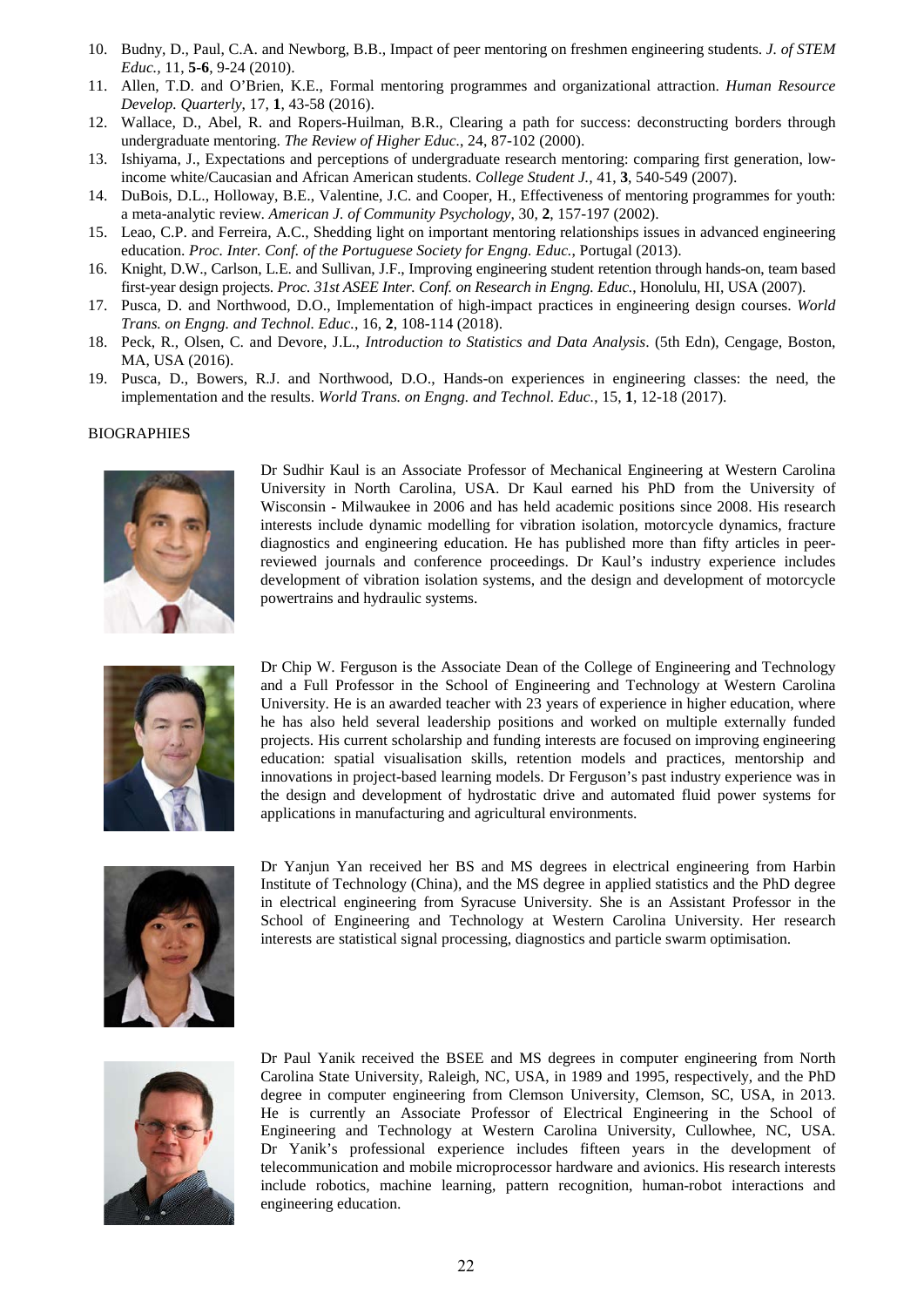10. Budny, D., Paul, C.A. and Newborg, B.B., Impact of peer mentoring on freshmen engineering students. *J. of STEM Educ.*, 11, **5-6**, 9-24 (2010).
11. Allen, T.D. and O'Brien, K.E., Formal mentoring programmes and organizational attraction. *Human Resource Develop. Quarterly*, 17, **1**, 43-58 (2016).
12. Wallace, D., Abel, R. and Ropers-Huilman, B.R., Clearing a path for success: deconstructing borders through undergraduate mentoring. *The Review of Higher Educ.*, 24, 87-102 (2000).
13. Ishiyama, J., Expectations and perceptions of undergraduate research mentoring: comparing first generation, low-income white/Caucasian and African American students. *College Student J.*, 41, **3**, 540-549 (2007).
14. DuBois, D.L., Holloway, B.E., Valentine, J.C. and Cooper, H., Effectiveness of mentoring programmes for youth: a meta-analytic review. *American J. of Community Psychology*, 30, **2**, 157-197 (2002).
15. Leao, C.P. and Ferreira, A.C., Shedding light on important mentoring relationships issues in advanced engineering education. *Proc. Inter. Conf. of the Portuguese Society for Engng. Educ.*, Portugal (2013).
16. Knight, D.W., Carlson, L.E. and Sullivan, J.F., Improving engineering student retention through hands-on, team based first-year design projects. *Proc. 31st ASEE Inter. Conf. on Research in Engng. Educ.*, Honolulu, HI, USA (2007).
17. Pusca, D. and Northwood, D.O., Implementation of high-impact practices in engineering design courses. *World Trans. on Engng. and Technol. Educ.*, 16, **2**, 108-114 (2018).
18. Peck, R., Olsen, C. and Devore, J.L., *Introduction to Statistics and Data Analysis*. (5th Edn), Cengage, Boston, MA, USA (2016).
19. Pusca, D., Bowers, R.J. and Northwood, D.O., Hands-on experiences in engineering classes: the need, the implementation and the results. *World Trans. on Engng. and Technol. Educ.*, 15, **1**, 12-18 (2017).

BIOGRAPHIES

Dr Sudhir Kaul is an Associate Professor of Mechanical Engineering at Western Carolina University in North Carolina, USA. Dr Kaul earned his PhD from the University of Wisconsin - Milwaukee in 2006 and has held academic positions since 2008. His research interests include dynamic modelling for vibration isolation, motorcycle dynamics, fracture diagnostics and engineering education. He has published more than fifty articles in peer-reviewed journals and conference proceedings. Dr Kaul's industry experience includes development of vibration isolation systems, and the design and development of motorcycle powertrains and hydraulic systems.

Dr Chip W. Ferguson is the Associate Dean of the College of Engineering and Technology and a Full Professor in the School of Engineering and Technology at Western Carolina University. He is an awarded teacher with 23 years of experience in higher education, where he has also held several leadership positions and worked on multiple externally funded projects. His current scholarship and funding interests are focused on improving engineering education: spatial visualisation skills, retention models and practices, mentorship and innovations in project-based learning models. Dr Ferguson's past industry experience was in the design and development of hydrostatic drive and automated fluid power systems for applications in manufacturing and agricultural environments.

Dr Yanjun Yan received her BS and MS degrees in electrical engineering from Harbin Institute of Technology (China), and the MS degree in applied statistics and the PhD degree in electrical engineering from Syracuse University. She is an Assistant Professor in the School of Engineering and Technology at Western Carolina University. Her research interests are statistical signal processing, diagnostics and particle swarm optimisation.

Dr Paul Yanik received the BSEE and MS degrees in computer engineering from North Carolina State University, Raleigh, NC, USA, in 1989 and 1995, respectively, and the PhD degree in computer engineering from Clemson University, Clemson, SC, USA, in 2013. He is currently an Associate Professor of Electrical Engineering in the School of Engineering and Technology at Western Carolina University, Cullowhee, NC, USA. Dr Yanik's professional experience includes fifteen years in the development of telecommunication and mobile microprocessor hardware and avionics. His research interests include robotics, machine learning, pattern recognition, human-robot interactions and engineering education.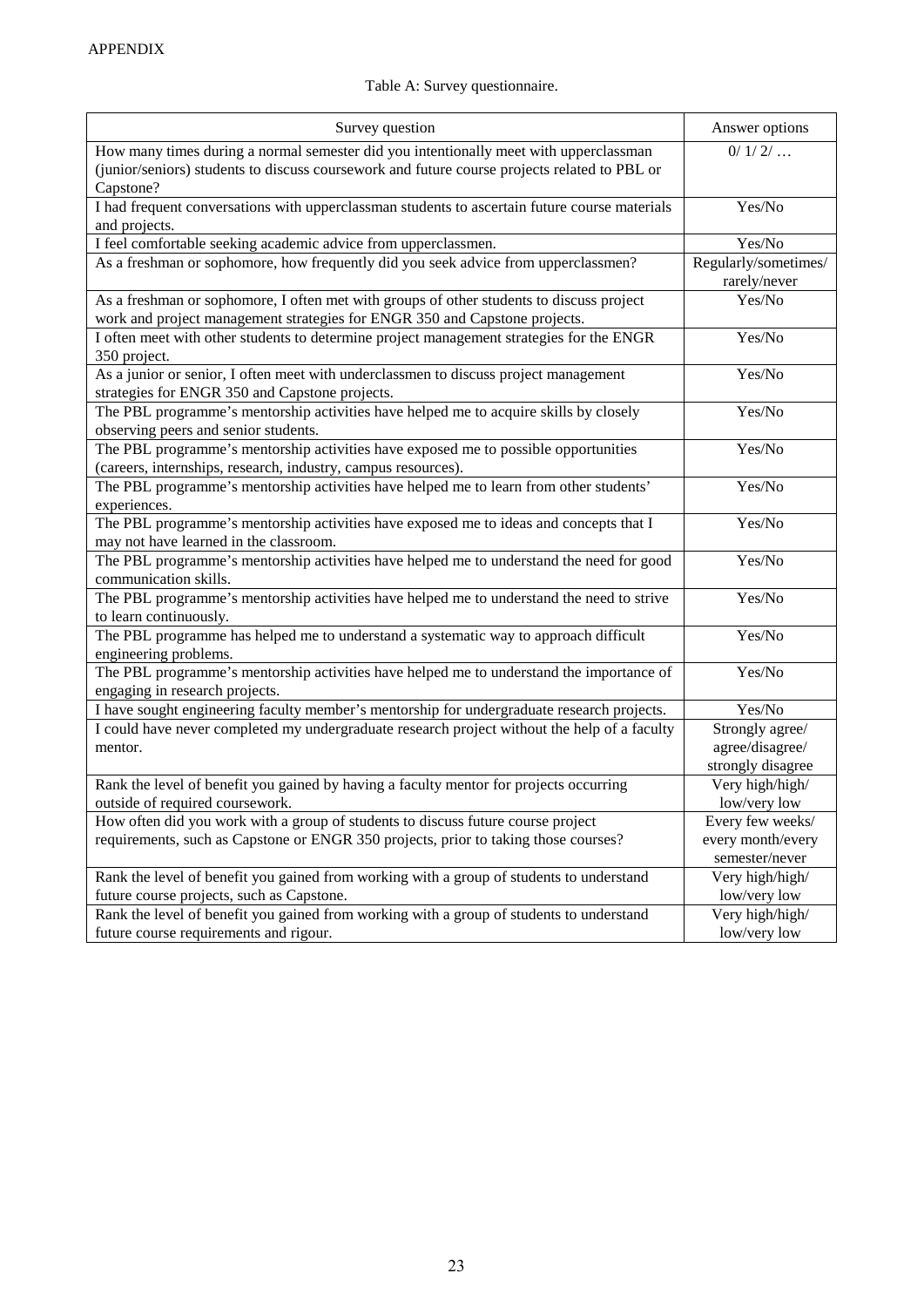APPENDIX

Table A: Survey questionnaire.

| Survey question | Answer options |
|---|---|
| How many times during a normal semester did you intentionally meet with upperclassman (junior/seniors) students to discuss coursework and future course projects related to PBL or Capstone? | 0/ 1/ 2/ … |
| I had frequent conversations with upperclassman students to ascertain future course materials and projects. | Yes/No |
| I feel comfortable seeking academic advice from upperclassmen. | Yes/No |
| As a freshman or sophomore, how frequently did you seek advice from upperclassmen? | Regularly/sometimes/ rarely/never |
| As a freshman or sophomore, I often met with groups of other students to discuss project work and project management strategies for ENGR 350 and Capstone projects. | Yes/No |
| I often meet with other students to determine project management strategies for the ENGR 350 project. | Yes/No |
| As a junior or senior, I often meet with underclassmen to discuss project management strategies for ENGR 350 and Capstone projects. | Yes/No |
| The PBL programme's mentorship activities have helped me to acquire skills by closely observing peers and senior students. | Yes/No |
| The PBL programme's mentorship activities have exposed me to possible opportunities (careers, internships, research, industry, campus resources). | Yes/No |
| The PBL programme's mentorship activities have helped me to learn from other students' experiences. | Yes/No |
| The PBL programme's mentorship activities have exposed me to ideas and concepts that I may not have learned in the classroom. | Yes/No |
| The PBL programme's mentorship activities have helped me to understand the need for good communication skills. | Yes/No |
| The PBL programme's mentorship activities have helped me to understand the need to strive to learn continuously. | Yes/No |
| The PBL programme has helped me to understand a systematic way to approach difficult engineering problems. | Yes/No |
| The PBL programme's mentorship activities have helped me to understand the importance of engaging in research projects. | Yes/No |
| I have sought engineering faculty member's mentorship for undergraduate research projects. | Yes/No |
| I could have never completed my undergraduate research project without the help of a faculty mentor. | Strongly agree/ agree/disagree/ strongly disagree |
| Rank the level of benefit you gained by having a faculty mentor for projects occurring outside of required coursework. | Very high/high/ low/very low |
| How often did you work with a group of students to discuss future course project requirements, such as Capstone or ENGR 350 projects, prior to taking those courses? | Every few weeks/ every month/every semester/never |
| Rank the level of benefit you gained from working with a group of students to understand future course projects, such as Capstone. | Very high/high/ low/very low |
| Rank the level of benefit you gained from working with a group of students to understand future course requirements and rigour. | Very high/high/ low/very low |